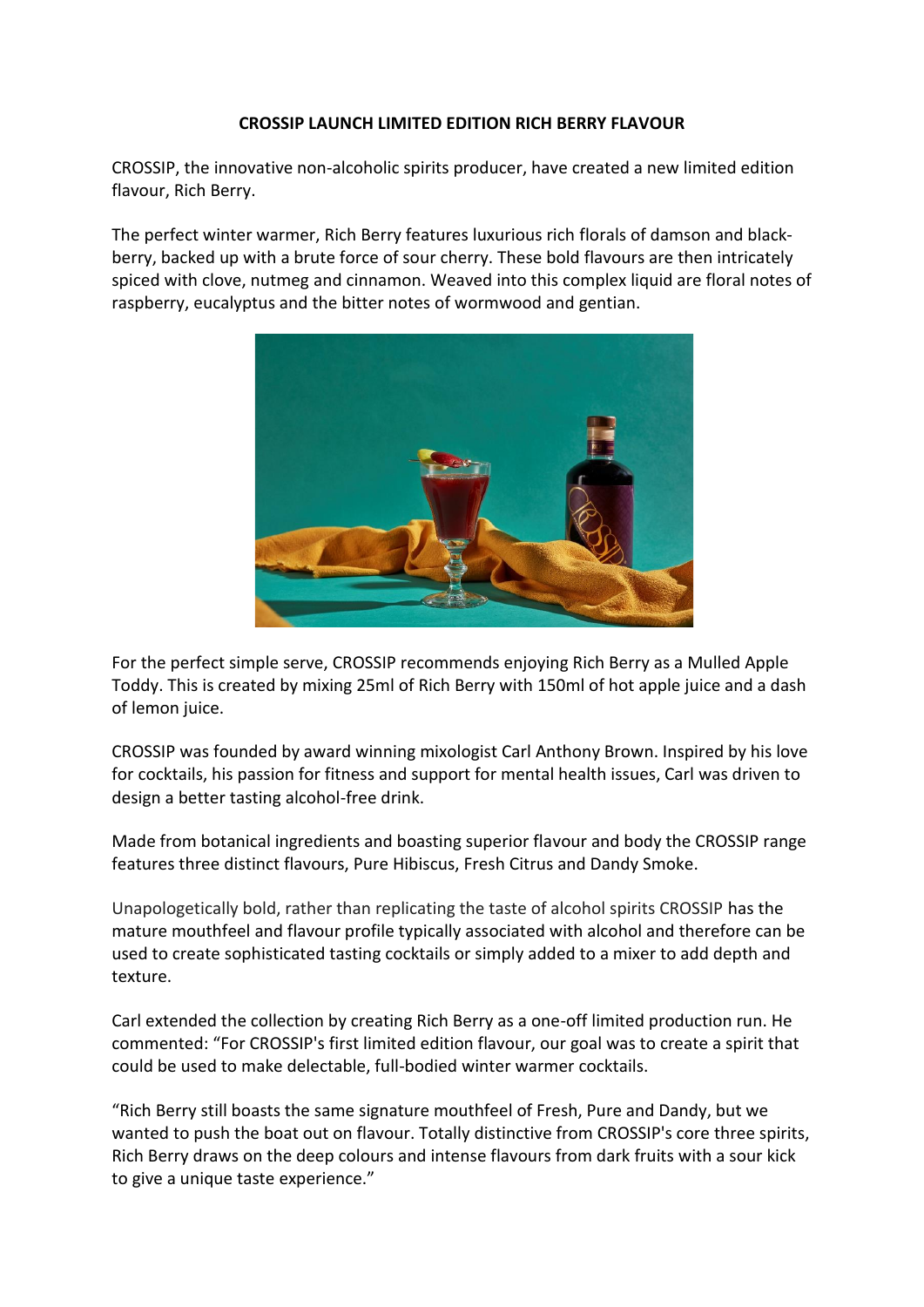**CROSSIP LAUNCH LIMITED EDITION RICH BERRY FLAVOUR**

CROSSIP, the innovative non-alcoholic spirits producer, have created a new limited edition flavour, Rich Berry.

The perfect winter warmer, Rich Berry features luxurious rich florals of damson and black-berry, backed up with a brute force of sour cherry. These bold flavours are then intricately spiced with clove, nutmeg and cinnamon. Weaved into this complex liquid are floral notes of raspberry, eucalyptus and the bitter notes of wormwood and gentian.

For the perfect simple serve, CROSSIP recommends enjoying Rich Berry as a Mulled Apple Toddy. This is created by mixing 25ml of Rich Berry with 150ml of hot apple juice and a dash of lemon juice.

CROSSIP was founded by award winning mixologist Carl Anthony Brown. Inspired by his love for cocktails, his passion for fitness and support for mental health issues, Carl was driven to design a better tasting alcohol-free drink.

Made from botanical ingredients and boasting superior flavour and body the CROSSIP range features three distinct flavours, Pure Hibiscus, Fresh Citrus and Dandy Smoke.

Unapologetically bold, rather than replicating the taste of alcohol spirits CROSSIP has the mature mouthfeel and flavour profile typically associated with alcohol and therefore can be used to create sophisticated tasting cocktails or simply added to a mixer to add depth and texture.

Carl extended the collection by creating Rich Berry as a one-off limited production run. He commented: "For CROSSIP's first limited edition flavour, our goal was to create a spirit that could be used to make delectable, full-bodied winter warmer cocktails.

"Rich Berry still boasts the same signature mouthfeel of Fresh, Pure and Dandy, but we wanted to push the boat out on flavour. Totally distinctive from CROSSIP's core three spirits, Rich Berry draws on the deep colours and intense flavours from dark fruits with a sour kick to give a unique taste experience."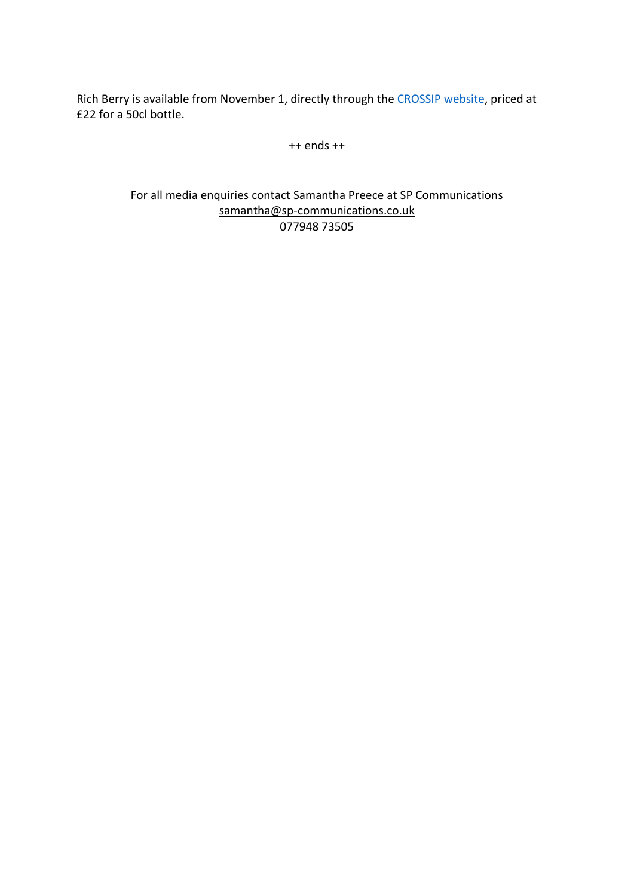Rich Berry is available from November 1, directly through the CROSSIP website, priced at £22 for a 50cl bottle.

++ ends ++

For all media enquiries contact Samantha Preece at SP Communications
samantha@sp-communications.co.uk
077948 73505